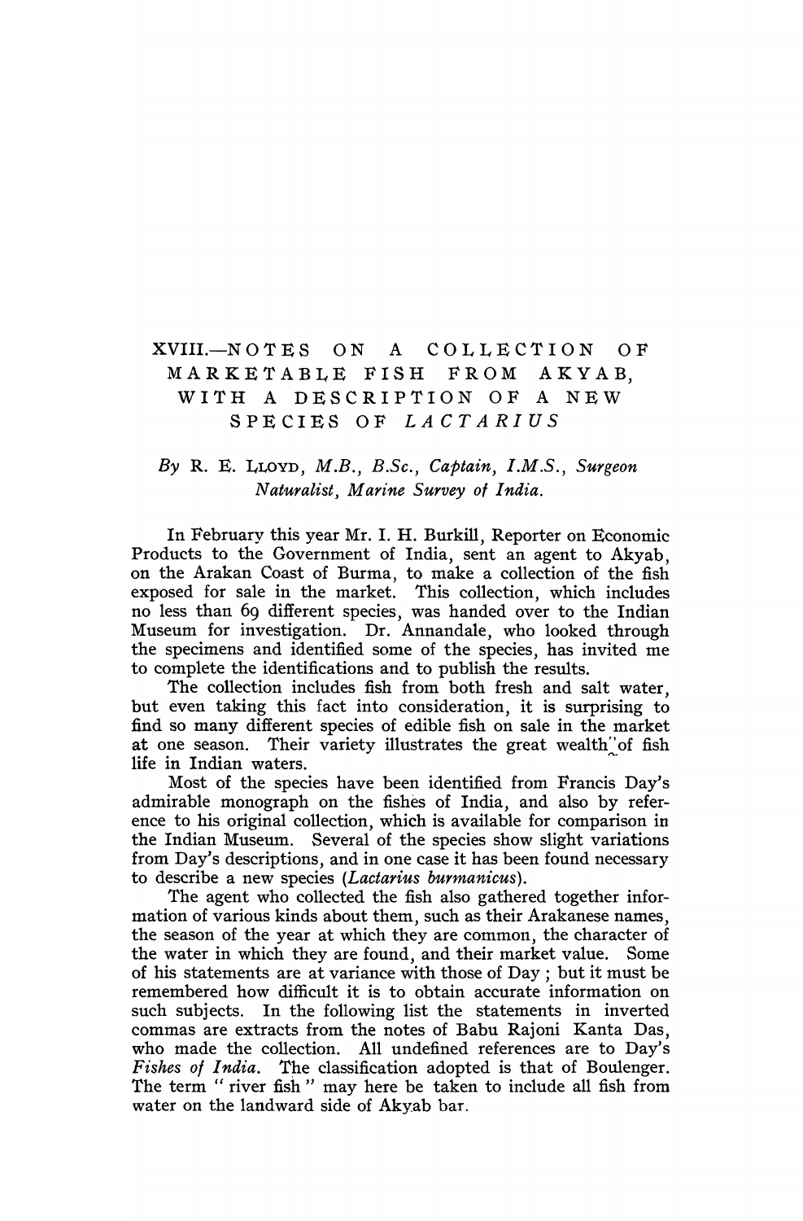# XVIII.—NOTES ON A COLLECTION OF MARKETABLE FISH FROM AKYAB, WITH A DESCRIPTION OF A NEW SPECIES OF *LACTARIUS*

*By* R. E. LLOYD, *M.B., B.Sc., Captain, I.M.S., Surgeon Naturalist, Marine Survey of India.*

In February this year Mr. I. H. Burkill, Reporter on Economic Products to the Government of India, sent an agent to Akyab, on the Arakan Coast of Burma, to make a collection of the fish exposed for sale in the market. This collection, which includes no less than 69 different species, was handed over to the Indian Museum for investigation. Dr. Annandale, who looked through the specimens and identified some of the species, has invited me to complete the identifications and to publish the results.

The collection includes fish from both fresh and salt water, but even taking this fact into consideration, it is surprising to find so many different species of edible fish on sale in the market at one season. Their variety illustrates the great wealth of fish life in Indian waters.

Most of the species have been identified from Francis Day's admirable monograph on the fishes of India, and also by reference to his original collection, which is available for comparison in the Indian Museum. Several of the species show slight variations from Day's descriptions, and in one case it has been found necessary to describe a new species (*Lactarius burmanicus*).

The agent who collected the fish also gathered together information of various kinds about them, such as their Arakanese names, the season of the year at which they are common, the character of the water in which they are found, and their market value. Some of his statements are at variance with those of Day; but it must be remembered how difficult it is to obtain accurate information on such subjects. In the following list the statements in inverted commas are extracts from the notes of Babu Rajoni Kanta Das, who made the collection. All undefined references are to Day's *Fishes of India*. The classification adopted is that of Boulenger. The term "river fish" may here be taken to include all fish from water on the landward side of Akyab bar.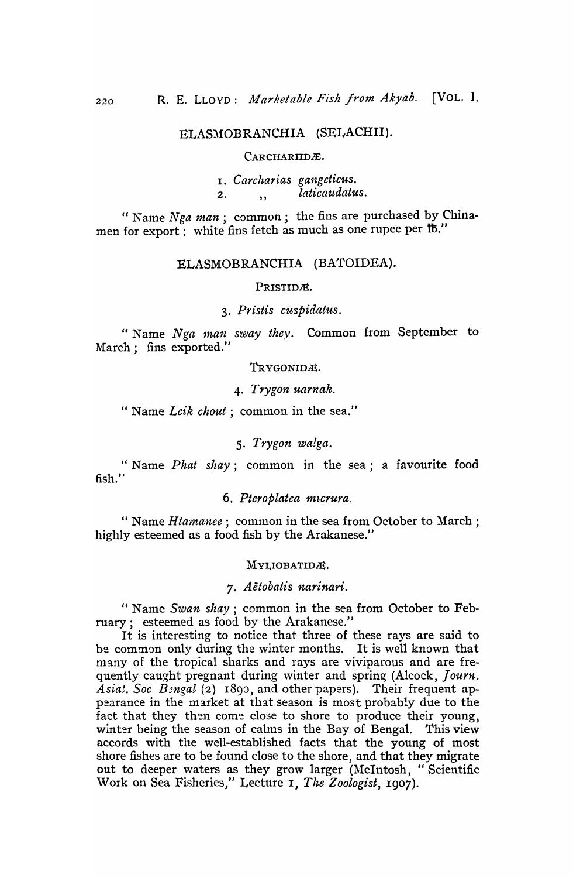## ELASMOBRANCHIA (SELACHII).

### CARCHARIIDÆ.

1. *Carcharias gangeticus.*
2. ,, *laticaudatus.*

" Name *Nga man* ; common ; the fins are purchased by Chinamen for export ; white fins fetch as much as one rupee per ℔."

## ELASMOBRANCHIA (BATOIDEA).

### PRISTIDÆ.

3. *Pristis cuspidatus.*

" Name *Nga man sway they.* Common from September to March ; fins exported."

### TRYGONIDÆ.

4. *Trygon uarnak.*

" Name *Leik chout* ; common in the sea."

5. *Trygon walga.*

" Name *Phat shay* ; common in the sea ; a favourite food fish."

6. *Pteroplatea micrura.*

" Name *Htamanee* ; common in the sea from October to March ; highly esteemed as a food fish by the Arakanese."

### MYLIOBATIDÆ.

7. *Aëtobatis narinari.*

" Name *Swan shay* ; common in the sea from October to February ; esteemed as food by the Arakanese."

It is interesting to notice that three of these rays are said to be common only during the winter months. It is well known that many of the tropical sharks and rays are viviparous and are frequently caught pregnant during winter and spring (Alcock, *Journ. Asiat. Soc Bengal* (2) 1890, and other papers). Their frequent appearance in the market at that season is most probably due to the fact that they then come close to shore to produce their young, winter being the season of calms in the Bay of Bengal. This view accords with the well-established facts that the young of most shore fishes are to be found close to the shore, and that they migrate out to deeper waters as they grow larger (McIntosh, " Scientific Work on Sea Fisheries," Lecture 1, *The Zoologist*, 1907).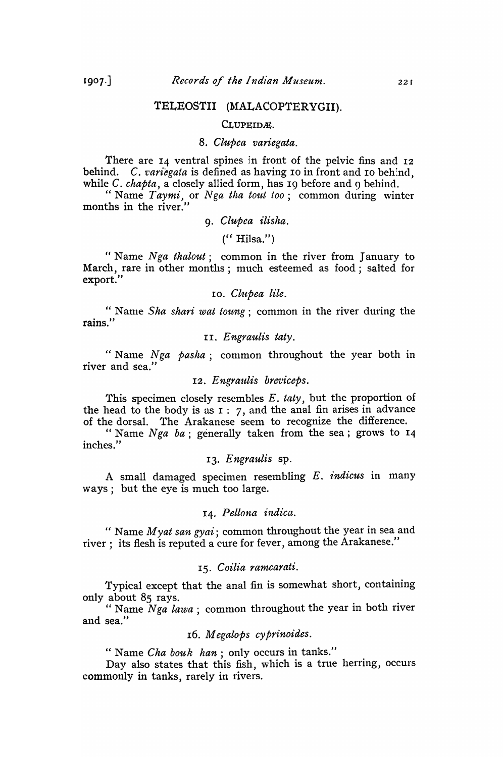## TELEOSTII (MALACOPTERYGII).

### CLUPEIDÆ.

#### 8. *Clupea variegata.*

There are 14 ventral spines in front of the pelvic fins and 12 behind. *C. variegata* is defined as having 10 in front and 10 behind, while *C. chapta*, a closely allied form, has 19 before and 9 behind.

"Name *Taymi*, or *Nga tha tout too*; common during winter months in the river."

#### 9. *Clupea ilisha.*

("Hilsa.")

"Name *Nga thalout*; common in the river from January to March, rare in other months; much esteemed as food; salted for export."

#### 10. *Clupea lile.*

"Name *Sha shari wat toung*; common in the river during the rains."

#### 11. *Engraulis taty.*

"Name *Nga pasha*; common throughout the year both in river and sea."

#### 12. *Engraulis breviceps.*

This specimen closely resembles *E. taty*, but the proportion of the head to the body is as 1 : 7, and the anal fin arises in advance of the dorsal. The Arakanese seem to recognize the difference.

"Name *Nga ba*; generally taken from the sea; grows to 14 inches."

#### 13. *Engraulis* sp.

A small damaged specimen resembling *E. indicus* in many ways; but the eye is much too large.

#### 14. *Pellona indica.*

"Name *Myat san gyai*; common throughout the year in sea and river; its flesh is reputed a cure for fever, among the Arakanese."

#### 15. *Coilia ramcarati.*

Typical except that the anal fin is somewhat short, containing only about 85 rays.

"Name *Nga lawa*; common throughout the year in both river and sea."

#### 16. *Megalops cyprinoides.*

"Name *Cha bouk han*; only occurs in tanks."

Day also states that this fish, which is a true herring, occurs commonly in tanks, rarely in rivers.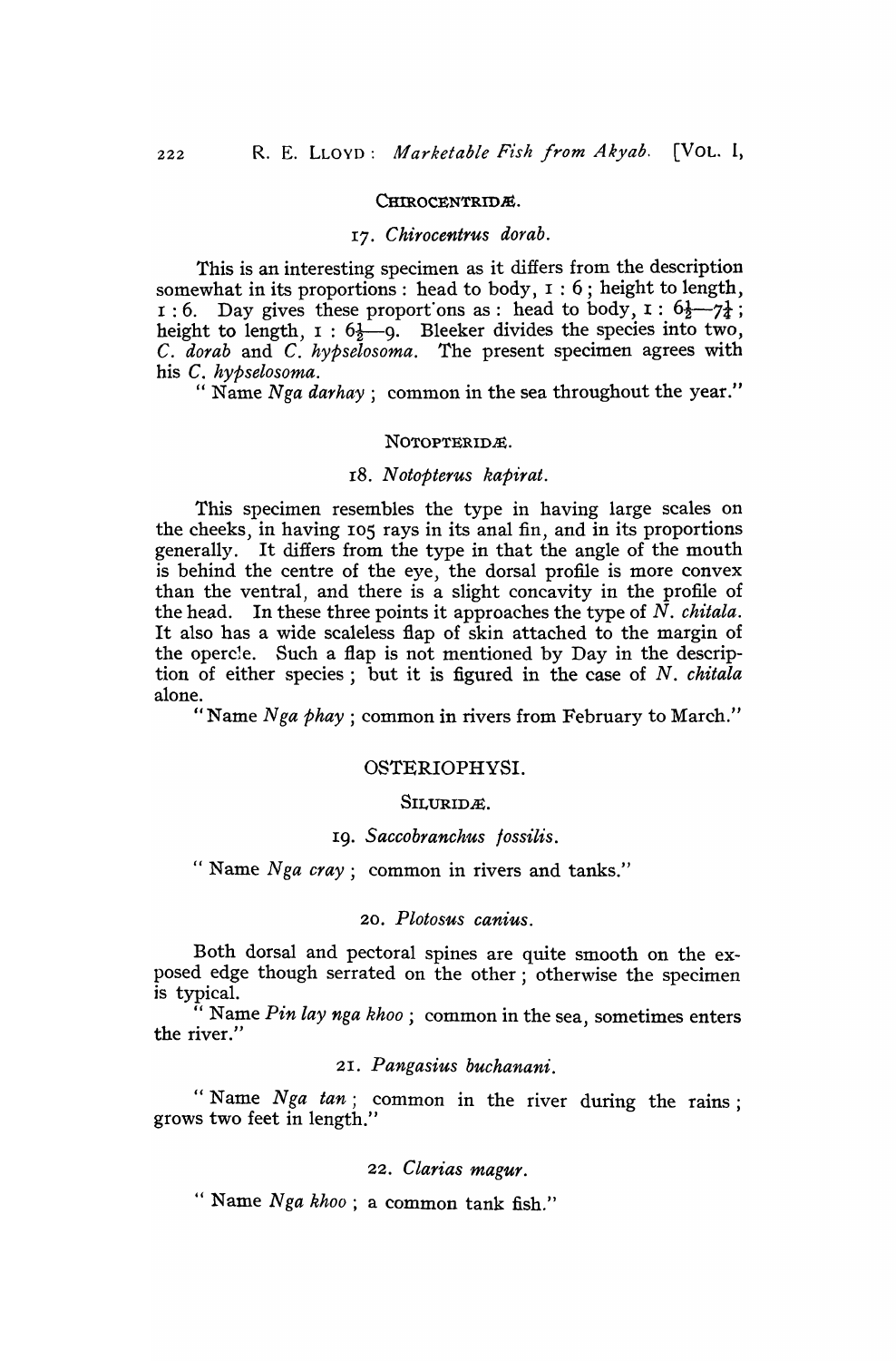### CHIROCENTRIDÆ.

#### 17. *Chirocentrus dorab.*

This is an interesting specimen as it differs from the description somewhat in its proportions: head to body, 1 : 6; height to length, 1 : 6. Day gives these proportions as: head to body, 1 : $6\frac{1}{2}$—$7\frac{1}{4}$; height to length, 1 : $6\frac{1}{2}$—9. Bleeker divides the species into two, *C. dorab* and *C. hypselosoma*. The present specimen agrees with his *C. hypselosoma*.

"Name *Nga darhay*; common in the sea throughout the year."

### NOTOPTERIDÆ.

#### 18. *Notopterus kapirat.*

This specimen resembles the type in having large scales on the cheeks, in having 105 rays in its anal fin, and in its proportions generally. It differs from the type in that the angle of the mouth is behind the centre of the eye, the dorsal profile is more convex than the ventral, and there is a slight concavity in the profile of the head. In these three points it approaches the type of *N. chitala*. It also has a wide scaleless flap of skin attached to the margin of the opercle. Such a flap is not mentioned by Day in the description of either species; but it is figured in the case of *N. chitala* alone.

"Name *Nga phay*; common in rivers from February to March."

## OSTERIOPHYSI.

### SILURIDÆ.

#### 19. *Saccobranchus fossilis.*

"Name *Nga cray*; common in rivers and tanks."

#### 20. *Plotosus canius.*

Both dorsal and pectoral spines are quite smooth on the exposed edge though serrated on the other; otherwise the specimen is typical.

"Name *Pin lay nga khoo*; common in the sea, sometimes enters the river."

#### 21. *Pangasius buchanani.*

"Name *Nga tan*; common in the river during the rains; grows two feet in length."

#### 22. *Clarias magur.*

"Name *Nga khoo*; a common tank fish."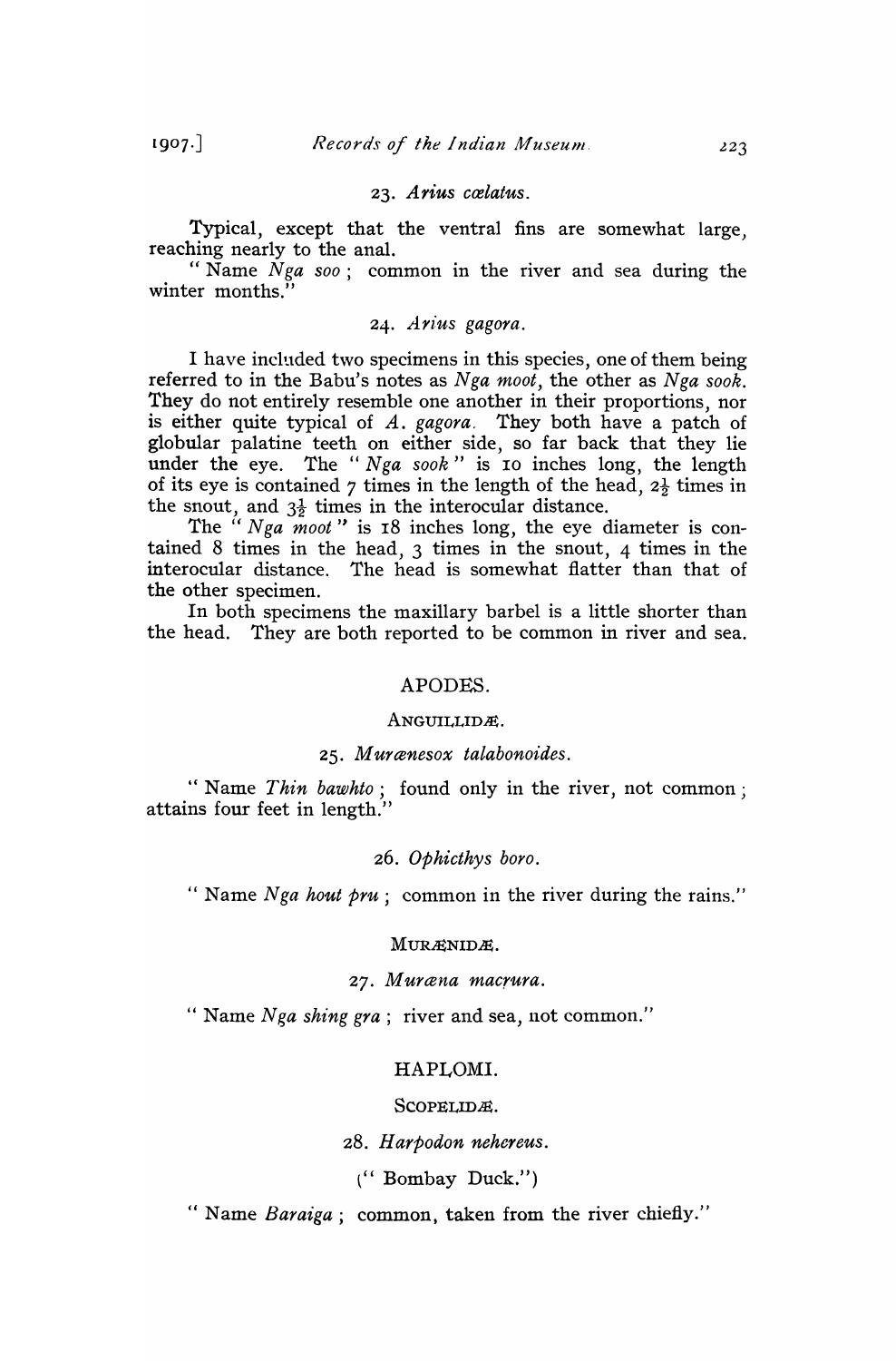### 23. *Arius cœlatus.*

Typical, except that the ventral fins are somewhat large, reaching nearly to the anal.

"Name *Nga soo*; common in the river and sea during the winter months."

### 24. *Arius gagora.*

I have included two specimens in this species, one of them being referred to in the Babu's notes as *Nga moot*, the other as *Nga sook*. They do not entirely resemble one another in their proportions, nor is either quite typical of *A. gagora*. They both have a patch of globular palatine teeth on either side, so far back that they lie under the eye. The "*Nga sook*" is 10 inches long, the length of its eye is contained 7 times in the length of the head, $2\frac{1}{2}$ times in the snout, and $3\frac{1}{2}$ times in the interocular distance.

The "*Nga moot*" is 18 inches long, the eye diameter is contained 8 times in the head, 3 times in the snout, 4 times in the interocular distance. The head is somewhat flatter than that of the other specimen.

In both specimens the maxillary barbel is a little shorter than the head. They are both reported to be common in river and sea.

## APODES.

### ANGUILLIDÆ.

### 25. *Murænesox talabonoides.*

"Name *Thin bawhto*; found only in the river, not common; attains four feet in length."

### 26. *Ophicthys boro.*

"Name *Nga hout pru*; common in the river during the rains."

### MURÆNIDÆ.

### 27. *Muræna macrura.*

"Name *Nga shing gra*; river and sea, not common."

## HAPLOMI.

### SCOPELIDÆ.

### 28. *Harpodon nehereus.*

("Bombay Duck.")

"Name *Baraiga*; common, taken from the river chiefly."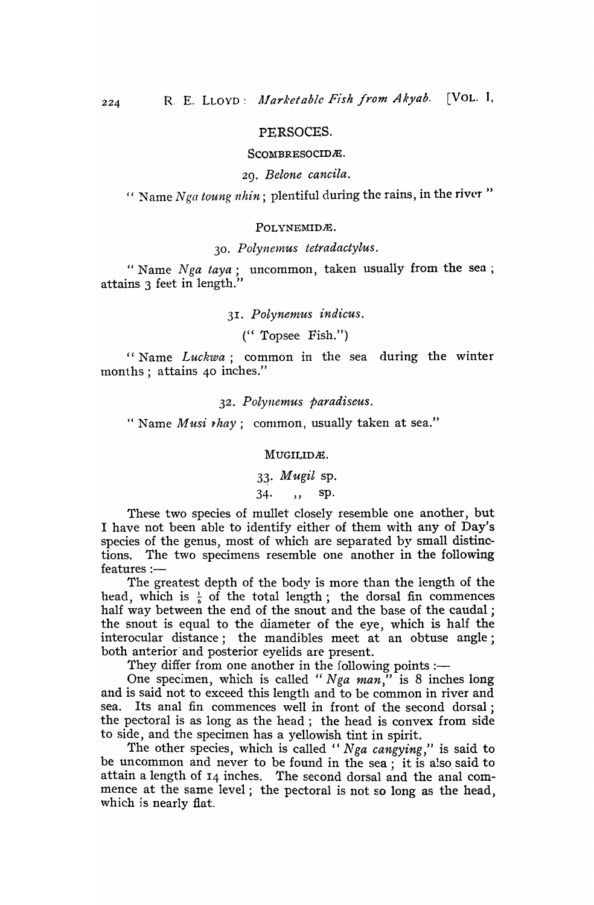## PERSOCES.

### SCOMBRESOCIDÆ.

#### 29. *Belone cancila.*

" Name *Nga toung nhin*; plentiful during the rains, in the river "

### POLYNEMIDÆ.

#### 30. *Polynemus tetradactylus.*

" Name *Nga taya*; uncommon, taken usually from the sea; attains 3 feet in length."

#### 31. *Polynemus indicus.*

(" Topsee Fish.")

" Name *Luckwa*; common in the sea during the winter months; attains 40 inches."

#### 32. *Polynemus paradiseus.*

" Name *Musi rhay*; common, usually taken at sea."

### MUGILIDÆ.

#### 33. *Mugil* sp.
#### 34. ,, sp.

These two species of mullet closely resemble one another, but I have not been able to identify either of them with any of Day's species of the genus, most of which are separated by small distinctions. The two specimens resemble one another in the following features :—

The greatest depth of the body is more than the length of the head, which is $\frac{1}{5}$ of the total length; the dorsal fin commences half way between the end of the snout and the base of the caudal; the snout is equal to the diameter of the eye, which is half the interocular distance; the mandibles meet at an obtuse angle; both anterior and posterior eyelids are present.

They differ from one another in the following points :—

One specimen, which is called "*Nga man*," is 8 inches long and is said not to exceed this length and to be common in river and sea. Its anal fin commences well in front of the second dorsal; the pectoral is as long as the head; the head is convex from side to side, and the specimen has a yellowish tint in spirit.

The other species, which is called "*Nga cangying*," is said to be uncommon and never to be found in the sea; it is also said to attain a length of 14 inches. The second dorsal and the anal commence at the same level; the pectoral is not so long as the head, which is nearly flat.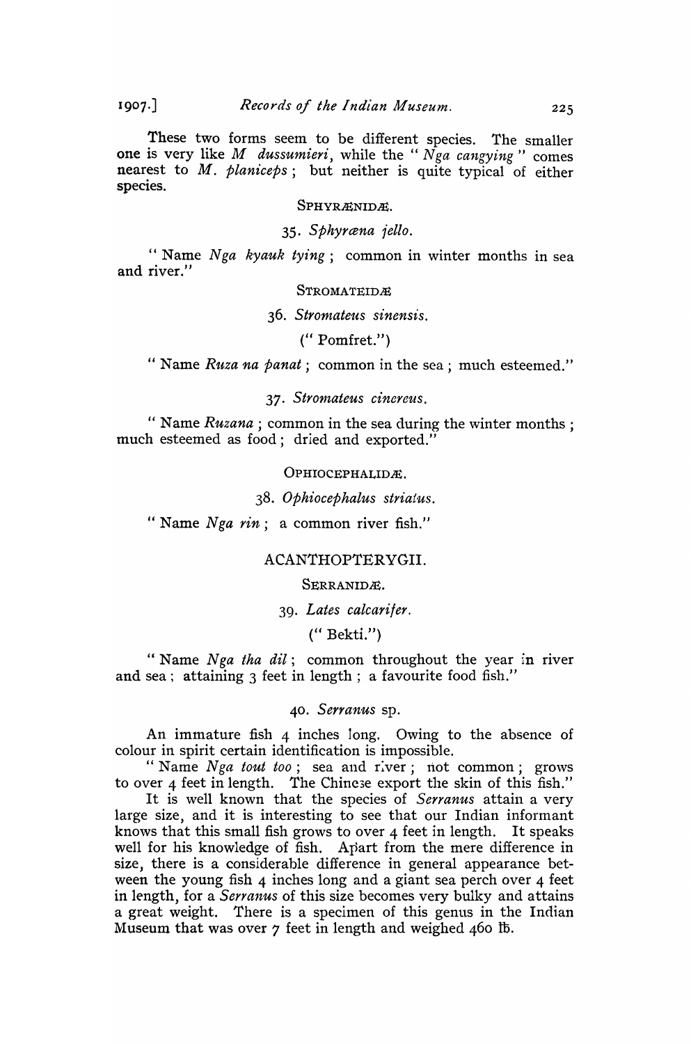These two forms seem to be different species. The smaller one is very like *M dussumieri*, while the "*Nga cangying*" comes nearest to *M. planiceps*; but neither is quite typical of either species.

### SPHYRÆNIDÆ.

#### 35. *Sphyræna jello.*

"Name *Nga kyauk tying*; common in winter months in sea and river."

### STROMATEIDÆ

#### 36. *Stromateus sinensis.*

("Pomfret.")

"Name *Ruza na panat*; common in the sea; much esteemed."

#### 37. *Stromateus cinereus.*

"Name *Ruzana*; common in the sea during the winter months; much esteemed as food; dried and exported."

### OPHIOCEPHALIDÆ.

#### 38. *Ophiocephalus striatus.*

"Name *Nga rin*; a common river fish."

## ACANTHOPTERYGII.

### SERRANIDÆ.

#### 39. *Lates calcarifer.*

("Bekti.")

"Name *Nga tha dil*; common throughout the year in river and sea; attaining 3 feet in length; a favourite food fish."

#### 40. *Serranus* sp.

An immature fish 4 inches long. Owing to the absence of colour in spirit certain identification is impossible.

"Name *Nga tout too*; sea and river; not common; grows to over 4 feet in length. The Chinese export the skin of this fish."

It is well known that the species of *Serranus* attain a very large size, and it is interesting to see that our Indian informant knows that this small fish grows to over 4 feet in length. It speaks well for his knowledge of fish. Apart from the mere difference in size, there is a considerable difference in general appearance between the young fish 4 inches long and a giant sea perch over 4 feet in length, for a *Serranus* of this size becomes very bulky and attains a great weight. There is a specimen of this genus in the Indian Museum that was over 7 feet in length and weighed 460 lb.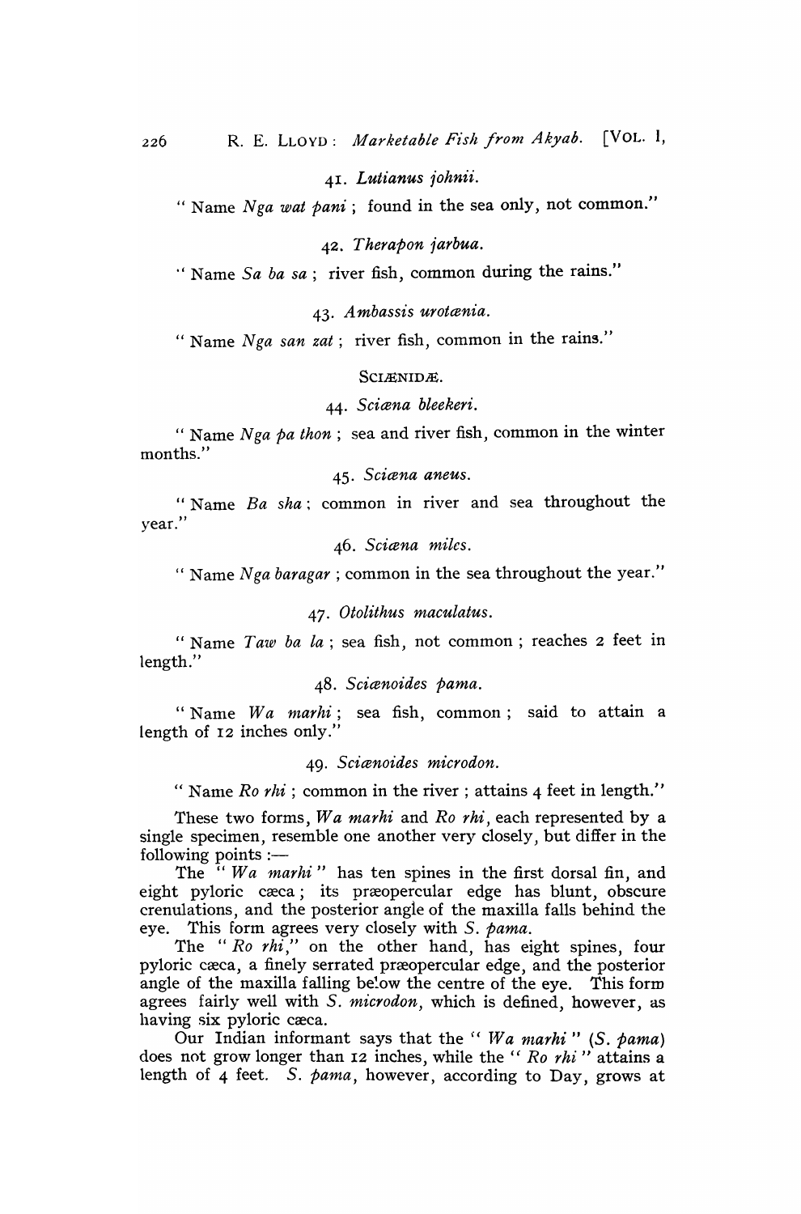### 41. *Lutianus johnii.*

" Name *Nga wat pani* ; found in the sea only, not common."

### 42. *Therapon jarbua.*

" Name *Sa ba sa* ; river fish, common during the rains."

### 43. *Ambassis urotænia.*

" Name *Nga san zat* ; river fish, common in the rains."

## SCIÆNIDÆ.

### 44. *Sciæna bleekeri.*

" Name *Nga pa thon* ; sea and river fish, common in the winter months."

### 45. *Sciæna aneus.*

" Name *Ba sha* ; common in river and sea throughout the year."

### 46. *Sciæna miles.*

" Name *Nga baragar* ; common in the sea throughout the year."

### 47. *Otolithus maculatus.*

" Name *Taw ba la* ; sea fish, not common ; reaches 2 feet in length."

### 48. *Sciænoides pama.*

" Name *Wa marhi* ; sea fish, common ; said to attain a length of 12 inches only."

### 49. *Sciænoides microdon.*

" Name *Ro rhi* ; common in the river ; attains 4 feet in length."

These two forms, *Wa marhi* and *Ro rhi*, each represented by a single specimen, resemble one another very closely, but differ in the following points :—

The " *Wa marhi* " has ten spines in the first dorsal fin, and eight pyloric cæca ; its præopercular edge has blunt, obscure crenulations, and the posterior angle of the maxilla falls behind the eye. This form agrees very closely with *S. pama*.

The " *Ro rhi*," on the other hand, has eight spines, four pyloric cæca, a finely serrated præopercular edge, and the posterior angle of the maxilla falling below the centre of the eye. This form agrees fairly well with *S. microdon*, which is defined, however, as having six pyloric cæca.

Our Indian informant says that the " *Wa marhi* " (*S. pama*) does not grow longer than 12 inches, while the " *Ro rhi* " attains a length of 4 feet. *S. pama*, however, according to Day, grows at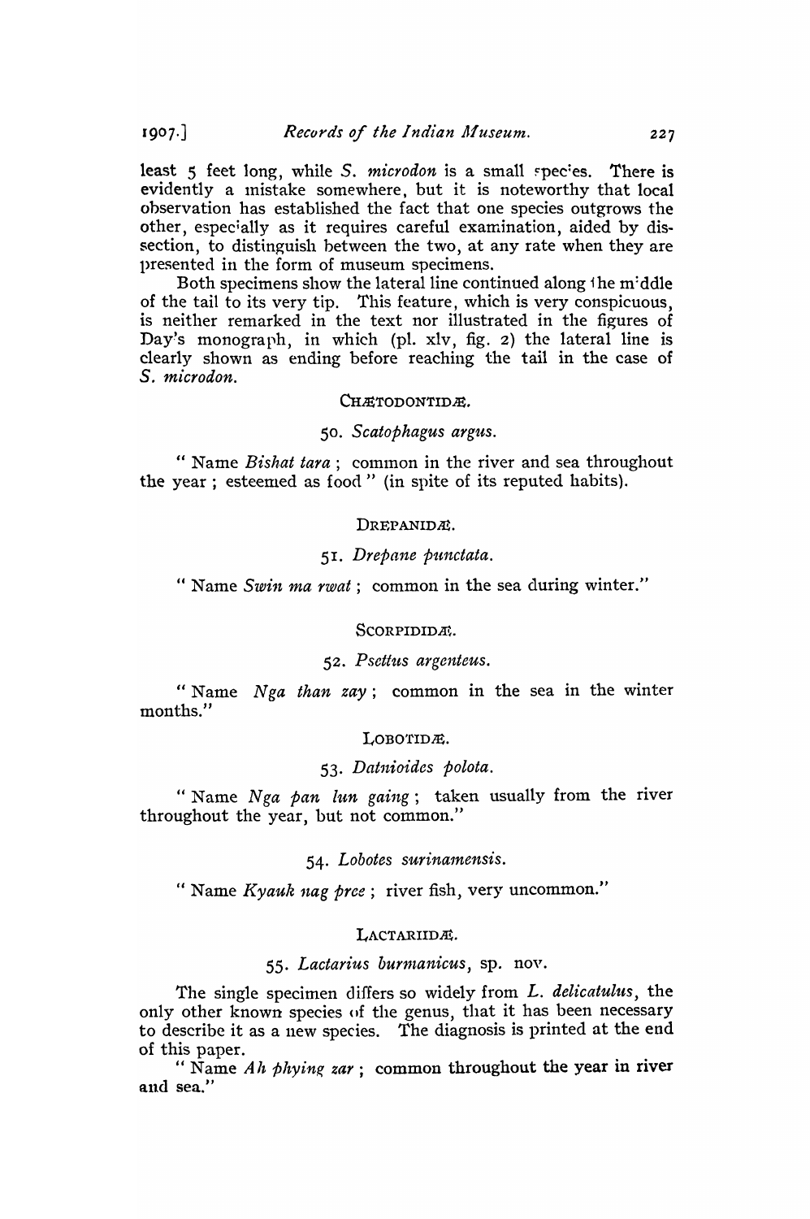least 5 feet long, while *S. microdon* is a small species. There is evidently a mistake somewhere, but it is noteworthy that local observation has established the fact that one species outgrows the other, especially as it requires careful examination, aided by dissection, to distinguish between the two, at any rate when they are presented in the form of museum specimens.

Both specimens show the lateral line continued along the middle of the tail to its very tip. This feature, which is very conspicuous, is neither remarked in the text nor illustrated in the figures of Day's monograph, in which (pl. xlv, fig. 2) the lateral line is clearly shown as ending before reaching the tail in the case of *S. microdon*.

### CHÆTODONTIDÆ.

#### 50. *Scatophagus argus*.

"Name *Bishat tara*; common in the river and sea throughout the year; esteemed as food" (in spite of its reputed habits).

### DREPANIDÆ.

#### 51. *Drepane punctata*.

"Name *Swin ma rwat*; common in the sea during winter."

### SCORPIDIDÆ.

#### 52. *Psettus argenteus*.

"Name *Nga than zay*; common in the sea in the winter months."

### LOBOTIDÆ.

#### 53. *Datnioides polota*.

"Name *Nga pan lun gaing*; taken usually from the river throughout the year, but not common."

#### 54. *Lobotes surinamensis*.

"Name *Kyauk nag pree*; river fish, very uncommon."

### LACTARIIDÆ.

#### 55. *Lactarius burmanicus*, sp. nov.

The single specimen differs so widely from *L. delicatulus*, the only other known species of the genus, that it has been necessary to describe it as a new species. The diagnosis is printed at the end of this paper.

"Name *Ah phying zar*; common throughout the year in river and sea."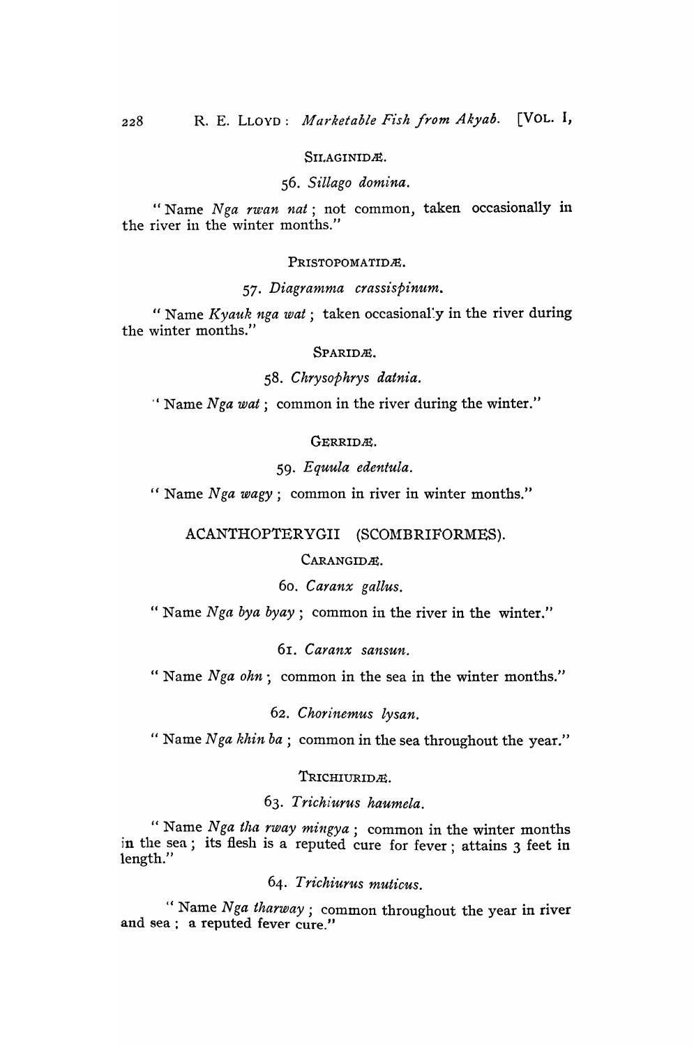SILAGINIDÆ.

56. *Sillago domina.*

"Name *Nga rwan nat*; not common, taken occasionally in the river in the winter months."

PRISTOPOMATIDÆ.

57. *Diagramma crassispinum.*

"Name *Kyauk nga wat*; taken occasionally in the river during the winter months."

SPARIDÆ.

58. *Chrysophrys datnia.*

"Name *Nga wat*; common in the river during the winter."

GERRIDÆ.

59. *Equula edentula.*

"Name *Nga wagy*; common in river in winter months."

## ACANTHOPTERYGII (SCOMBRIFORMES).

CARANGIDÆ.

60. *Caranx gallus.*

"Name *Nga bya byay*; common in the river in the winter."

61. *Caranx sansun.*

"Name *Nga ohn*; common in the sea in the winter months."

62. *Chorinemus lysan.*

"Name *Nga khin ba*; common in the sea throughout the year."

TRICHIURIDÆ.

63. *Trichiurus haumela.*

"Name *Nga tha rway mingya*; common in the winter months in the sea; its flesh is a reputed cure for fever; attains 3 feet in length."

64. *Trichiurus muticus.*

"Name *Nga tharway*; common throughout the year in river and sea; a reputed fever cure."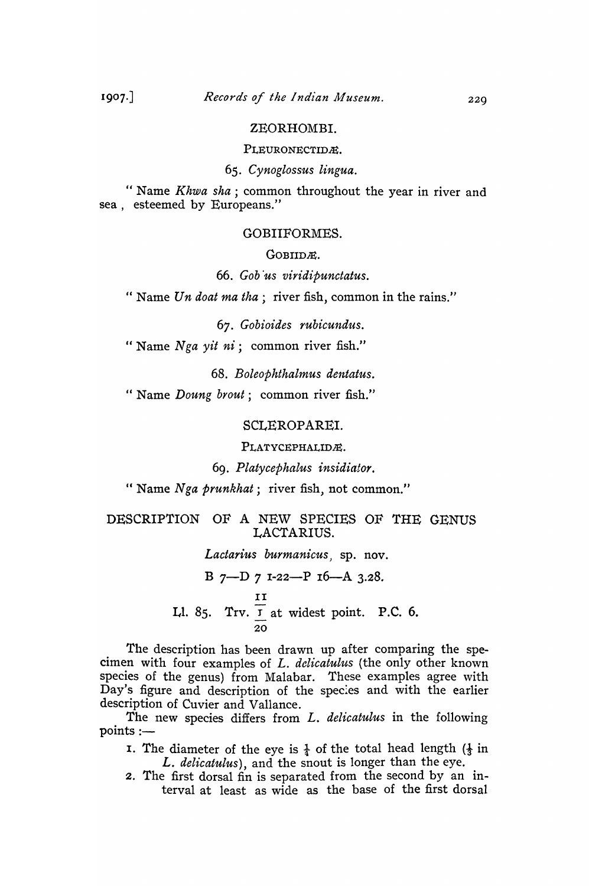## ZEORHOMBI.

### PLEURONECTIDÆ.

65. *Cynoglossus lingua.*

" Name *Khwa sha* ; common throughout the year in river and sea , esteemed by Europeans."

## GOBIIFORMES.

### GOBIIDÆ.

66. *Gob us viridipunctatus.*

" Name *Un doat ma tha* ; river fish, common in the rains."

67. *Gobioides rubicundus.*

" Name *Nga yit ni* ; common river fish."

68. *Boleophthalmus dentatus.*

" Name *Doung brout* ; common river fish."

## SCLEROPAREI.

### PLATYCEPHALIDÆ.

69. *Platycephalus insidiator.*

" Name *Nga prunkhat* ; river fish, not common."

## DESCRIPTION OF A NEW SPECIES OF THE GENUS LACTARIUS.

*Lactarius burmanicus*, sp. nov.

B 7—D 7 1-22—P 16—A 3.28.

Ll. 85. Trv. $\frac{11}{\frac{1}{20}}$ at widest point. P.C. 6.

The description has been drawn up after comparing the specimen with four examples of *L. delicatulus* (the only other known species of the genus) from Malabar. These examples agree with Day's figure and description of the species and with the earlier description of Cuvier and Vallance.

The new species differs from *L. delicatulus* in the following points :—

1. The diameter of the eye is $\frac{1}{4}$ of the total head length ($\frac{1}{3}$ in *L. delicatulus*), and the snout is longer than the eye.
2. The first dorsal fin is separated from the second by an interval at least as wide as the base of the first dorsal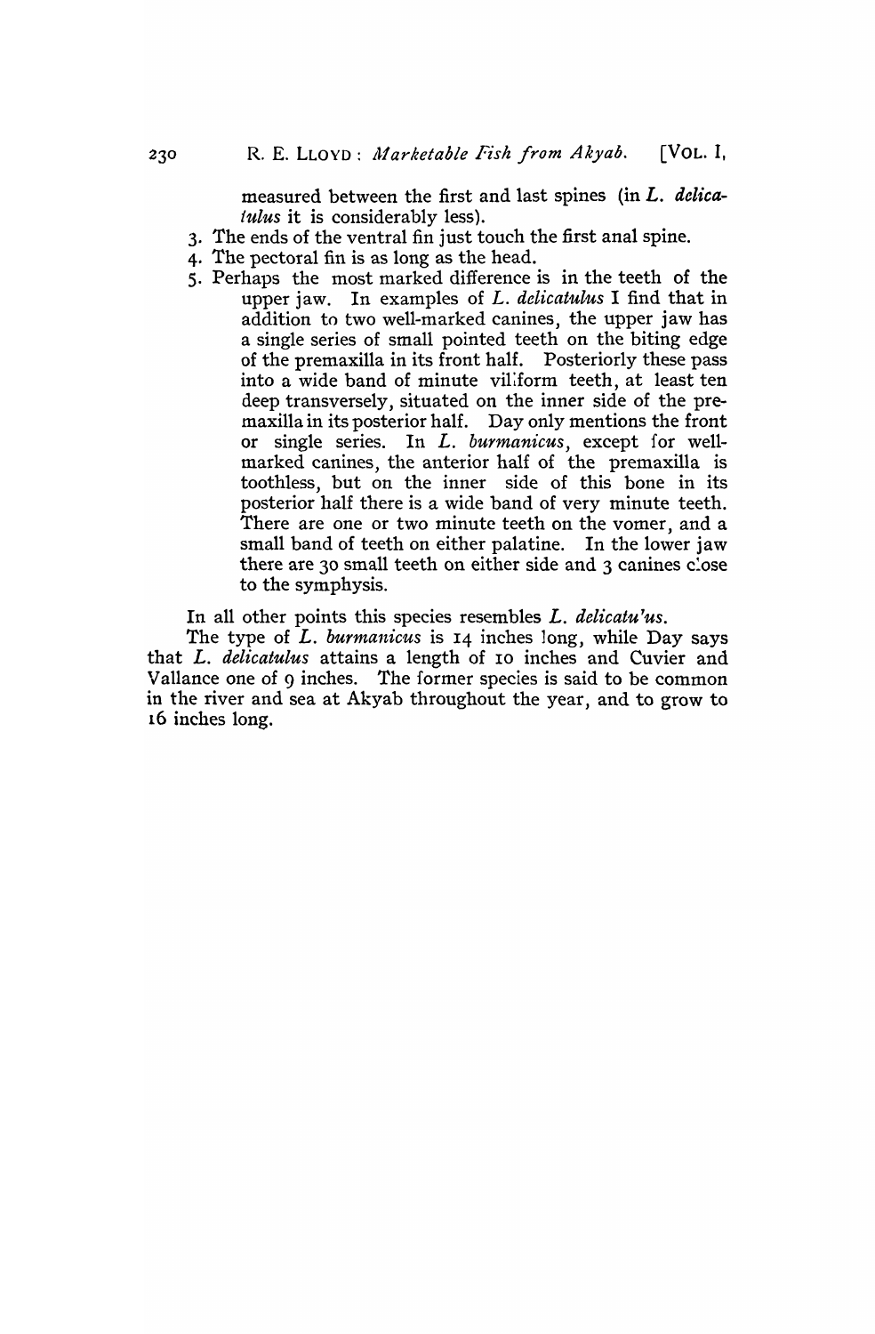measured between the first and last spines (in *L. delicatulus* it is considerably less).

3. The ends of the ventral fin just touch the first anal spine.
4. The pectoral fin is as long as the head.
5. Perhaps the most marked difference is in the teeth of the upper jaw. In examples of *L. delicatulus* I find that in addition to two well-marked canines, the upper jaw has a single series of small pointed teeth on the biting edge of the premaxilla in its front half. Posteriorly these pass into a wide band of minute villiform teeth, at least ten deep transversely, situated on the inner side of the premaxilla in its posterior half. Day only mentions the front or single series. In *L. burmanicus*, except for well-marked canines, the anterior half of the premaxilla is toothless, but on the inner side of this bone in its posterior half there is a wide band of very minute teeth. There are one or two minute teeth on the vomer, and a small band of teeth on either palatine. In the lower jaw there are 30 small teeth on either side and 3 canines close to the symphysis.

In all other points this species resembles *L. delicatulus*.

The type of *L. burmanicus* is 14 inches long, while Day says that *L. delicatulus* attains a length of 10 inches and Cuvier and Vallance one of 9 inches. The former species is said to be common in the river and sea at Akyab throughout the year, and to grow to 16 inches long.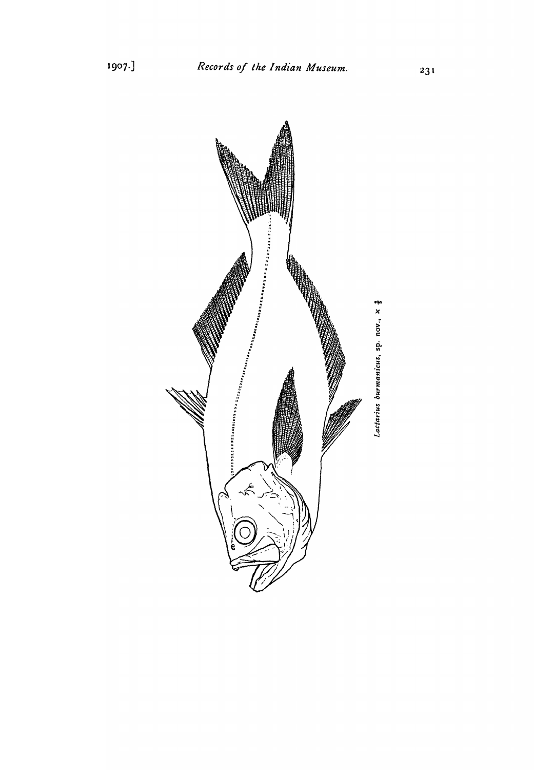*Lactarius burmanicus*, sp. nov., × $\frac{2}{3}$